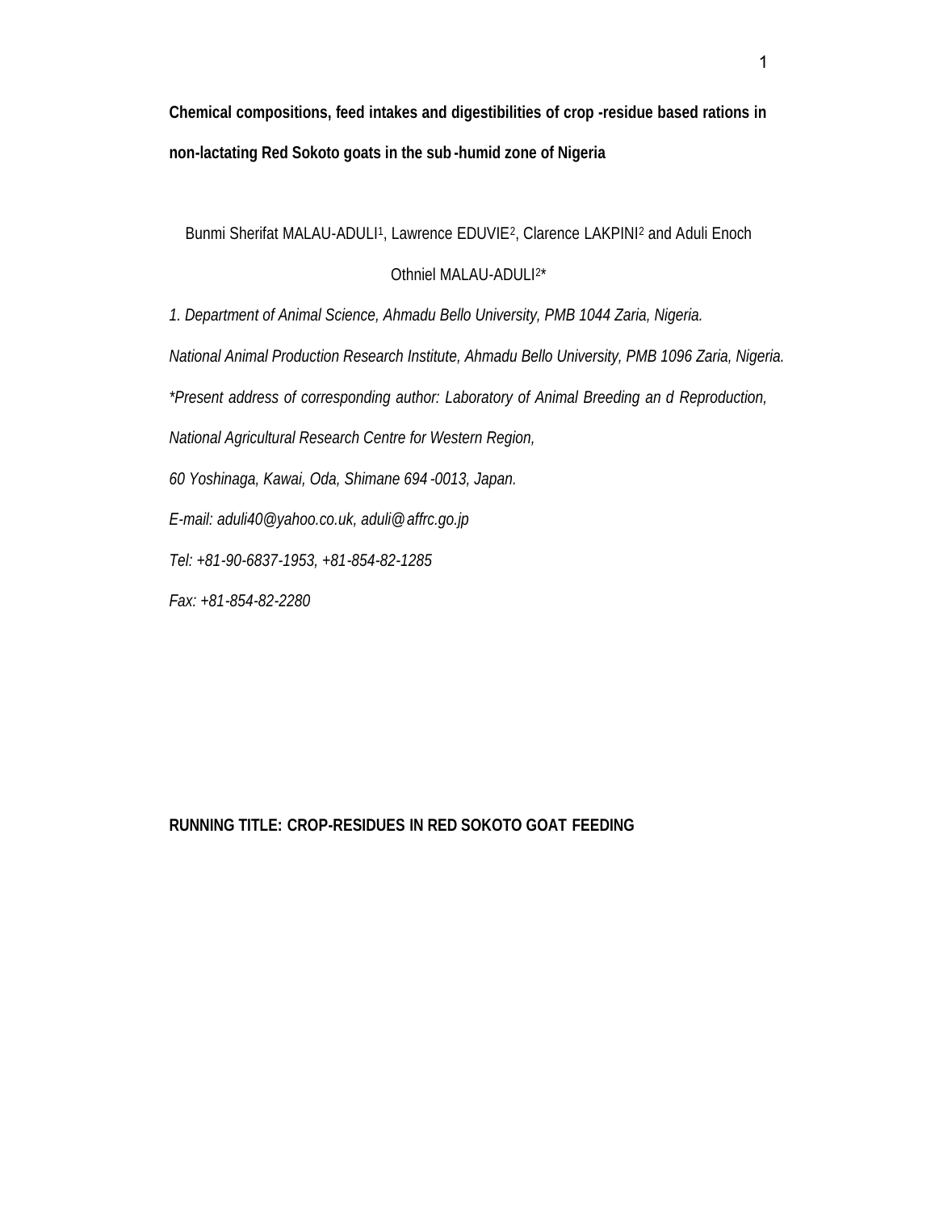**Chemical compositions, feed intakes and digestibilities of crop -residue based rations in non-lactating Red Sokoto goats in the sub-humid zone of Nigeria**

Bunmi Sherifat MALAU-ADULI[1], Lawrence EDUVIE[2], Clarence LAKPINI[2] and Aduli Enoch Othniel MALAU-ADULI[2]*

*1. Department of Animal Science, Ahmadu Bello University, PMB 1044 Zaria, Nigeria.*

*National Animal Production Research Institute, Ahmadu Bello University, PMB 1096 Zaria, Nigeria.*

*\*Present address of corresponding author: Laboratory of Animal Breeding an d Reproduction, National Agricultural Research Centre for Western Region, 60 Yoshinaga, Kawai, Oda, Shimane 694 -0013, Japan.*

*E-mail: aduli40@yahoo.co.uk, aduli@affrc.go.jp*

*Tel: +81-90-6837-1953, +81-854-82-1285*

*Fax: +81-854-82-2280*

**RUNNING TITLE: CROP-RESIDUES IN RED SOKOTO GOAT FEEDING**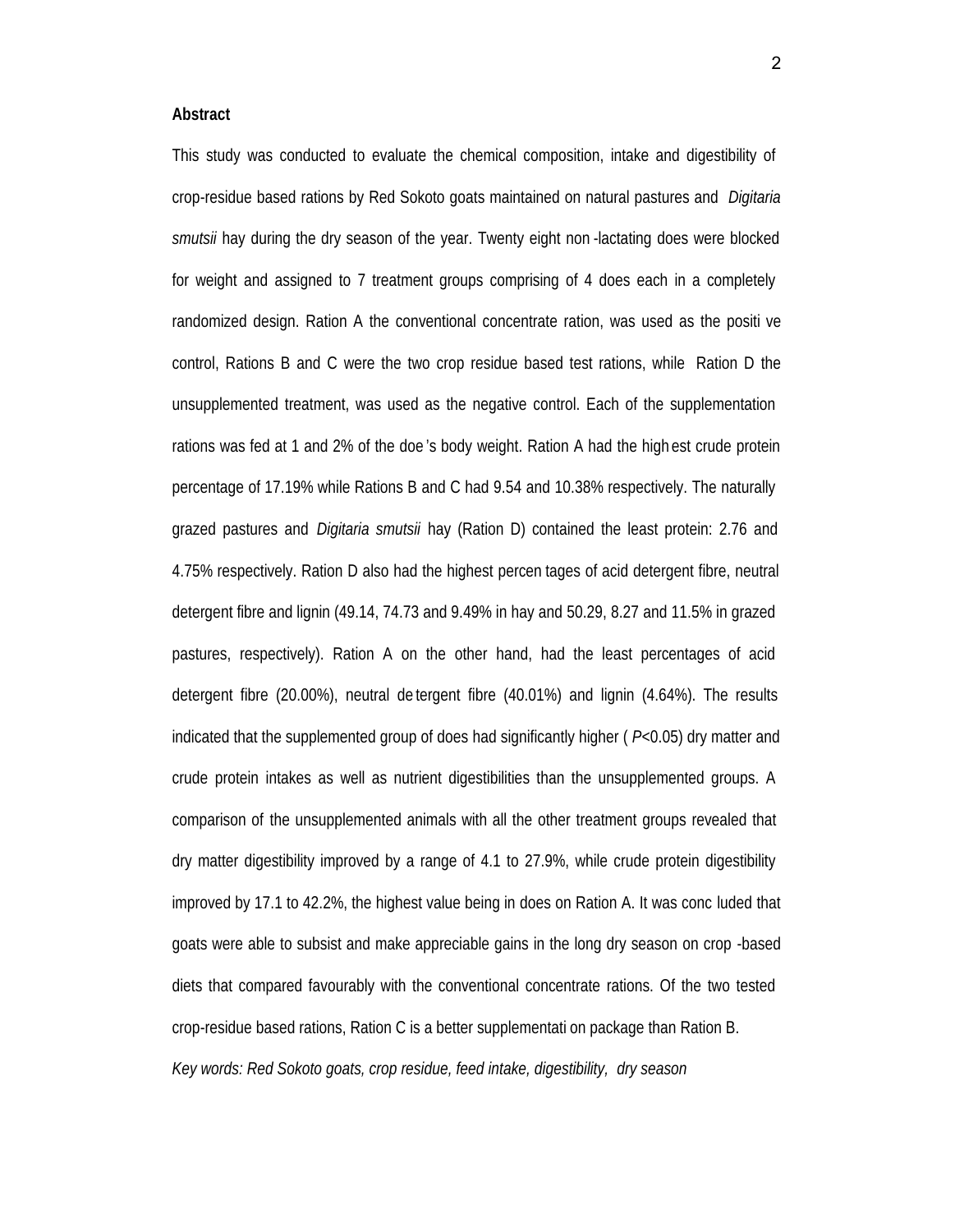**Abstract**

This study was conducted to evaluate the chemical composition, intake and digestibility of crop-residue based rations by Red Sokoto goats maintained on natural pastures and *Digitaria smutsii* hay during the dry season of the year. Twenty eight non-lactating does were blocked for weight and assigned to 7 treatment groups comprising of 4 does each in a completely randomized design. Ration A the conventional concentrate ration, was used as the positive control, Rations B and C were the two crop residue based test rations, while Ration D the unsupplemented treatment, was used as the negative control. Each of the supplementation rations was fed at 1 and 2% of the doe's body weight. Ration A had the highest crude protein percentage of 17.19% while Rations B and C had 9.54 and 10.38% respectively. The naturally grazed pastures and *Digitaria smutsii* hay (Ration D) contained the least protein: 2.76 and 4.75% respectively. Ration D also had the highest percentages of acid detergent fibre, neutral detergent fibre and lignin (49.14, 74.73 and 9.49% in hay and 50.29, 8.27 and 11.5% in grazed pastures, respectively). Ration A on the other hand, had the least percentages of acid detergent fibre (20.00%), neutral detergent fibre (40.01%) and lignin (4.64%). The results indicated that the supplemented group of does had significantly higher ($P<0.05$) dry matter and crude protein intakes as well as nutrient digestibilities than the unsupplemented groups. A comparison of the unsupplemented animals with all the other treatment groups revealed that dry matter digestibility improved by a range of 4.1 to 27.9%, while crude protein digestibility improved by 17.1 to 42.2%, the highest value being in does on Ration A. It was concluded that goats were able to subsist and make appreciable gains in the long dry season on crop-based diets that compared favourably with the conventional concentrate rations. Of the two tested crop-residue based rations, Ration C is a better supplementation package than Ration B.

*Key words: Red Sokoto goats, crop residue, feed intake, digestibility, dry season*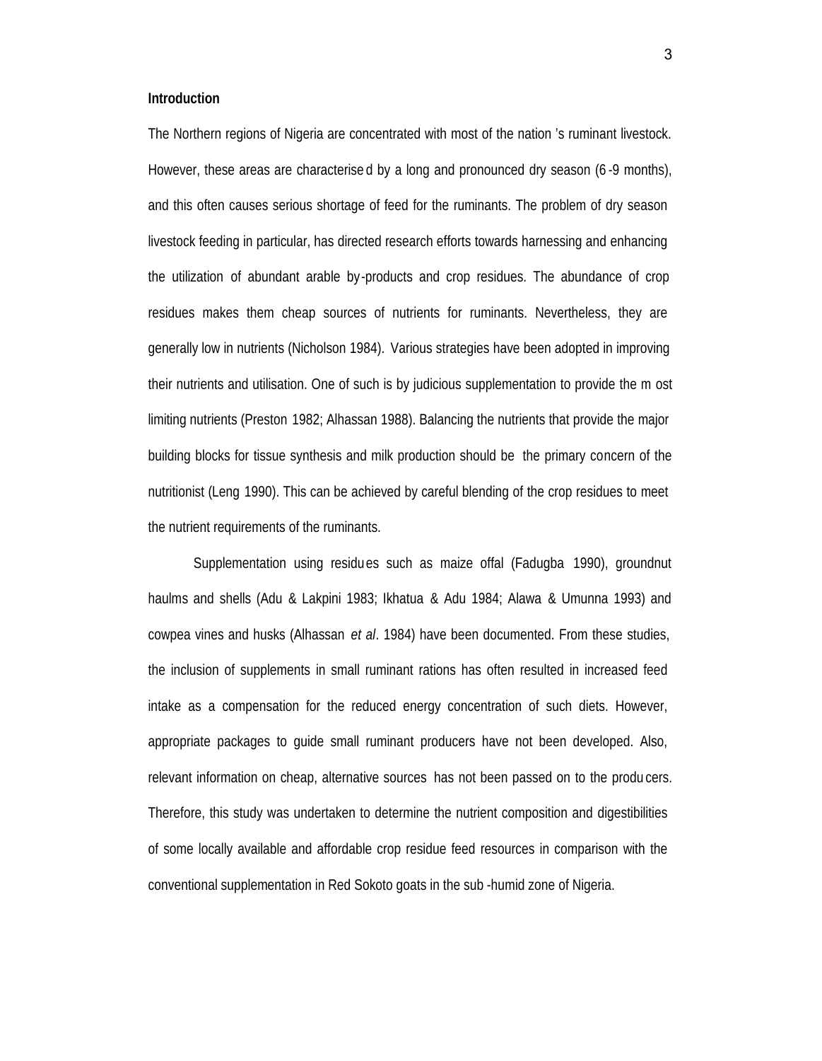**Introduction**

The Northern regions of Nigeria are concentrated with most of the nation's ruminant livestock. However, these areas are characterised by a long and pronounced dry season (6-9 months), and this often causes serious shortage of feed for the ruminants. The problem of dry season livestock feeding in particular, has directed research efforts towards harnessing and enhancing the utilization of abundant arable by-products and crop residues. The abundance of crop residues makes them cheap sources of nutrients for ruminants. Nevertheless, they are generally low in nutrients (Nicholson 1984). Various strategies have been adopted in improving their nutrients and utilisation. One of such is by judicious supplementation to provide the most limiting nutrients (Preston 1982; Alhassan 1988). Balancing the nutrients that provide the major building blocks for tissue synthesis and milk production should be the primary concern of the nutritionist (Leng 1990). This can be achieved by careful blending of the crop residues to meet the nutrient requirements of the ruminants.

Supplementation using residues such as maize offal (Fadugba 1990), groundnut haulms and shells (Adu & Lakpini 1983; Ikhatua & Adu 1984; Alawa & Umunna 1993) and cowpea vines and husks (Alhassan *et al*. 1984) have been documented. From these studies, the inclusion of supplements in small ruminant rations has often resulted in increased feed intake as a compensation for the reduced energy concentration of such diets. However, appropriate packages to guide small ruminant producers have not been developed. Also, relevant information on cheap, alternative sources has not been passed on to the producers. Therefore, this study was undertaken to determine the nutrient composition and digestibilities of some locally available and affordable crop residue feed resources in comparison with the conventional supplementation in Red Sokoto goats in the sub-humid zone of Nigeria.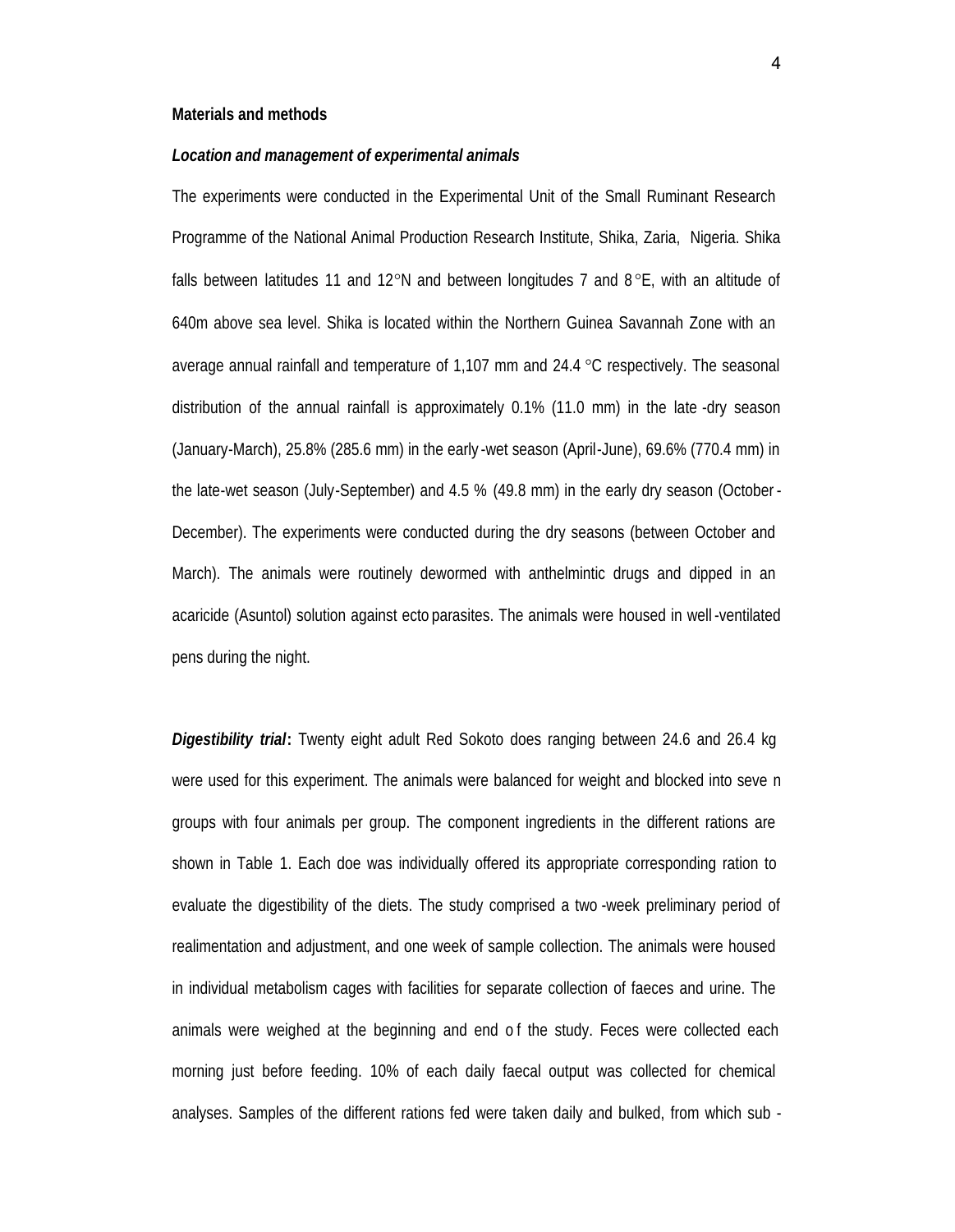**Materials and methods**

***Location and management of experimental animals***

The experiments were conducted in the Experimental Unit of the Small Ruminant Research Programme of the National Animal Production Research Institute, Shika, Zaria, Nigeria. Shika falls between latitudes 11 and 12°N and between longitudes 7 and 8°E, with an altitude of 640m above sea level. Shika is located within the Northern Guinea Savannah Zone with an average annual rainfall and temperature of 1,107 mm and 24.4 °C respectively. The seasonal distribution of the annual rainfall is approximately 0.1% (11.0 mm) in the late-dry season (January-March), 25.8% (285.6 mm) in the early-wet season (April-June), 69.6% (770.4 mm) in the late-wet season (July-September) and 4.5 % (49.8 mm) in the early dry season (October-December). The experiments were conducted during the dry seasons (between October and March). The animals were routinely dewormed with anthelmintic drugs and dipped in an acaricide (Asuntol) solution against ecto parasites. The animals were housed in well-ventilated pens during the night.

***Digestibility trial*:** Twenty eight adult Red Sokoto does ranging between 24.6 and 26.4 kg were used for this experiment. The animals were balanced for weight and blocked into seven groups with four animals per group. The component ingredients in the different rations are shown in Table 1. Each doe was individually offered its appropriate corresponding ration to evaluate the digestibility of the diets. The study comprised a two-week preliminary period of realimentation and adjustment, and one week of sample collection. The animals were housed in individual metabolism cages with facilities for separate collection of faeces and urine. The animals were weighed at the beginning and end of the study. Feces were collected each morning just before feeding. 10% of each daily faecal output was collected for chemical analyses. Samples of the different rations fed were taken daily and bulked, from which sub-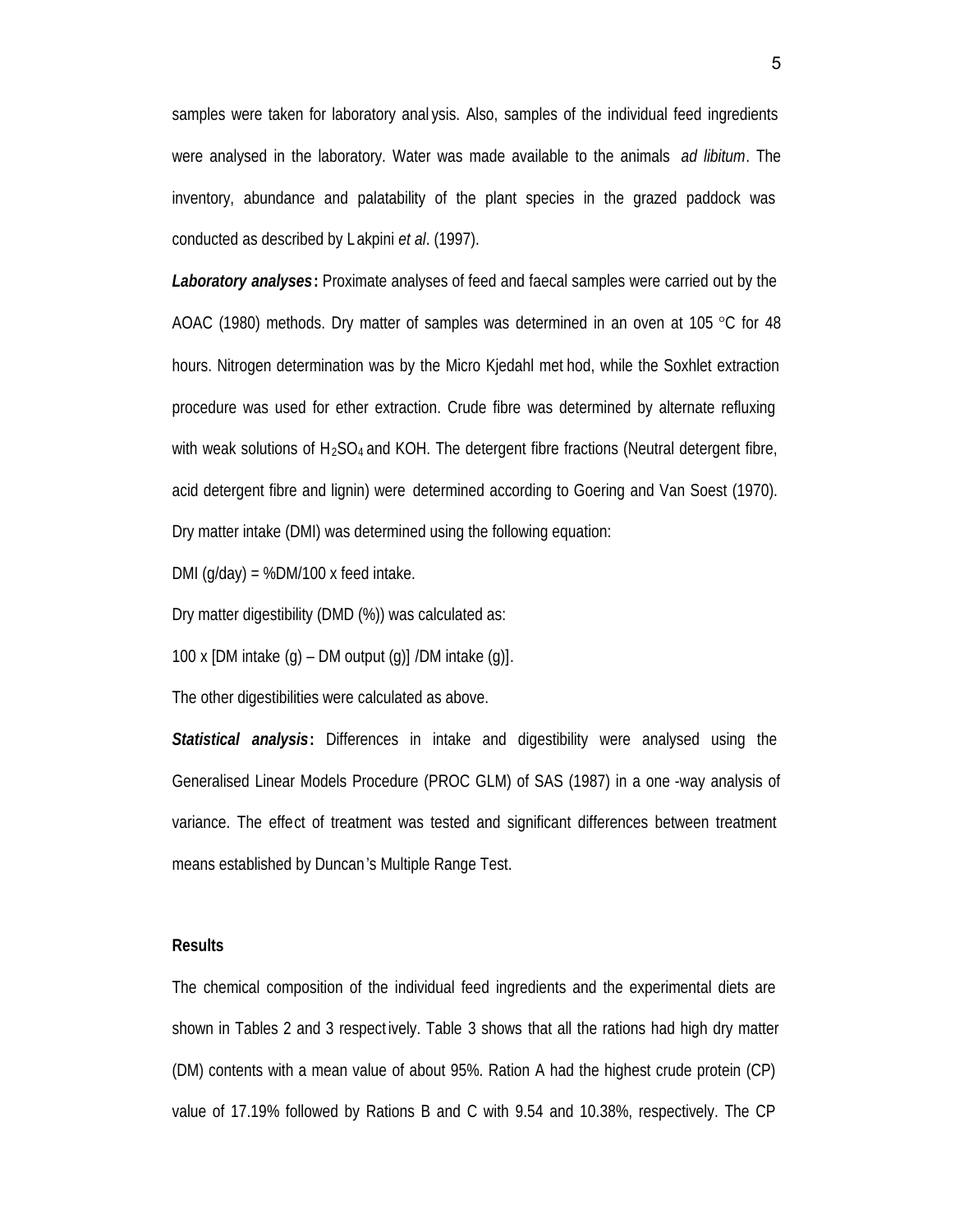samples were taken for laboratory analysis. Also, samples of the individual feed ingredients were analysed in the laboratory. Water was made available to the animals *ad libitum*. The inventory, abundance and palatability of the plant species in the grazed paddock was conducted as described by Lakpini *et al*. (1997).

***Laboratory analyses*:** Proximate analyses of feed and faecal samples were carried out by the AOAC (1980) methods. Dry matter of samples was determined in an oven at 105 °C for 48 hours. Nitrogen determination was by the Micro Kjedahl method, while the Soxhlet extraction procedure was used for ether extraction. Crude fibre was determined by alternate refluxing with weak solutions of $H_2SO_4$ and KOH. The detergent fibre fractions (Neutral detergent fibre, acid detergent fibre and lignin) were determined according to Goering and Van Soest (1970). Dry matter intake (DMI) was determined using the following equation:

DMI (g/day) = %DM/100 x feed intake.

Dry matter digestibility (DMD (%)) was calculated as:

100 x [DM intake (g) – DM output (g)] /DM intake (g)].

The other digestibilities were calculated as above.

***Statistical analysis*:** Differences in intake and digestibility were analysed using the Generalised Linear Models Procedure (PROC GLM) of SAS (1987) in a one-way analysis of variance. The effect of treatment was tested and significant differences between treatment means established by Duncan's Multiple Range Test.

## Results

The chemical composition of the individual feed ingredients and the experimental diets are shown in Tables 2 and 3 respectively. Table 3 shows that all the rations had high dry matter (DM) contents with a mean value of about 95%. Ration A had the highest crude protein (CP) value of 17.19% followed by Rations B and C with 9.54 and 10.38%, respectively. The CP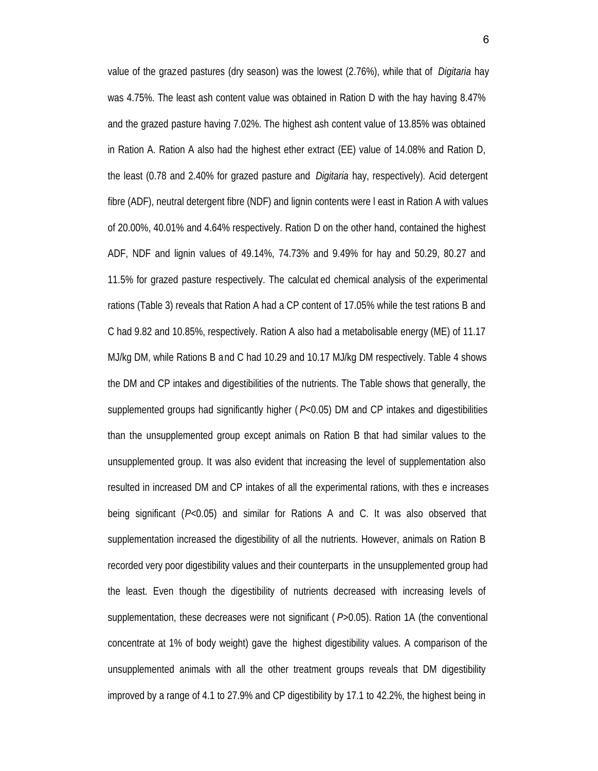value of the grazed pastures (dry season) was the lowest (2.76%), while that of *Digitaria* hay was 4.75%. The least ash content value was obtained in Ration D with the hay having 8.47% and the grazed pasture having 7.02%. The highest ash content value of 13.85% was obtained in Ration A. Ration A also had the highest ether extract (EE) value of 14.08% and Ration D, the least (0.78 and 2.40% for grazed pasture and *Digitaria* hay, respectively). Acid detergent fibre (ADF), neutral detergent fibre (NDF) and lignin contents were least in Ration A with values of 20.00%, 40.01% and 4.64% respectively. Ration D on the other hand, contained the highest ADF, NDF and lignin values of 49.14%, 74.73% and 9.49% for hay and 50.29, 80.27 and 11.5% for grazed pasture respectively. The calculated chemical analysis of the experimental rations (Table 3) reveals that Ration A had a CP content of 17.05% while the test rations B and C had 9.82 and 10.85%, respectively. Ration A also had a metabolisable energy (ME) of 11.17 MJ/kg DM, while Rations B and C had 10.29 and 10.17 MJ/kg DM respectively. Table 4 shows the DM and CP intakes and digestibilities of the nutrients. The Table shows that generally, the supplemented groups had significantly higher ($P$<0.05) DM and CP intakes and digestibilities than the unsupplemented group except animals on Ration B that had similar values to the unsupplemented group. It was also evident that increasing the level of supplementation also resulted in increased DM and CP intakes of all the experimental rations, with these increases being significant ($P$<0.05) and similar for Rations A and C. It was also observed that supplementation increased the digestibility of all the nutrients. However, animals on Ration B recorded very poor digestibility values and their counterparts in the unsupplemented group had the least. Even though the digestibility of nutrients decreased with increasing levels of supplementation, these decreases were not significant ($P$>0.05). Ration 1A (the conventional concentrate at 1% of body weight) gave the highest digestibility values. A comparison of the unsupplemented animals with all the other treatment groups reveals that DM digestibility improved by a range of 4.1 to 27.9% and CP digestibility by 17.1 to 42.2%, the highest being in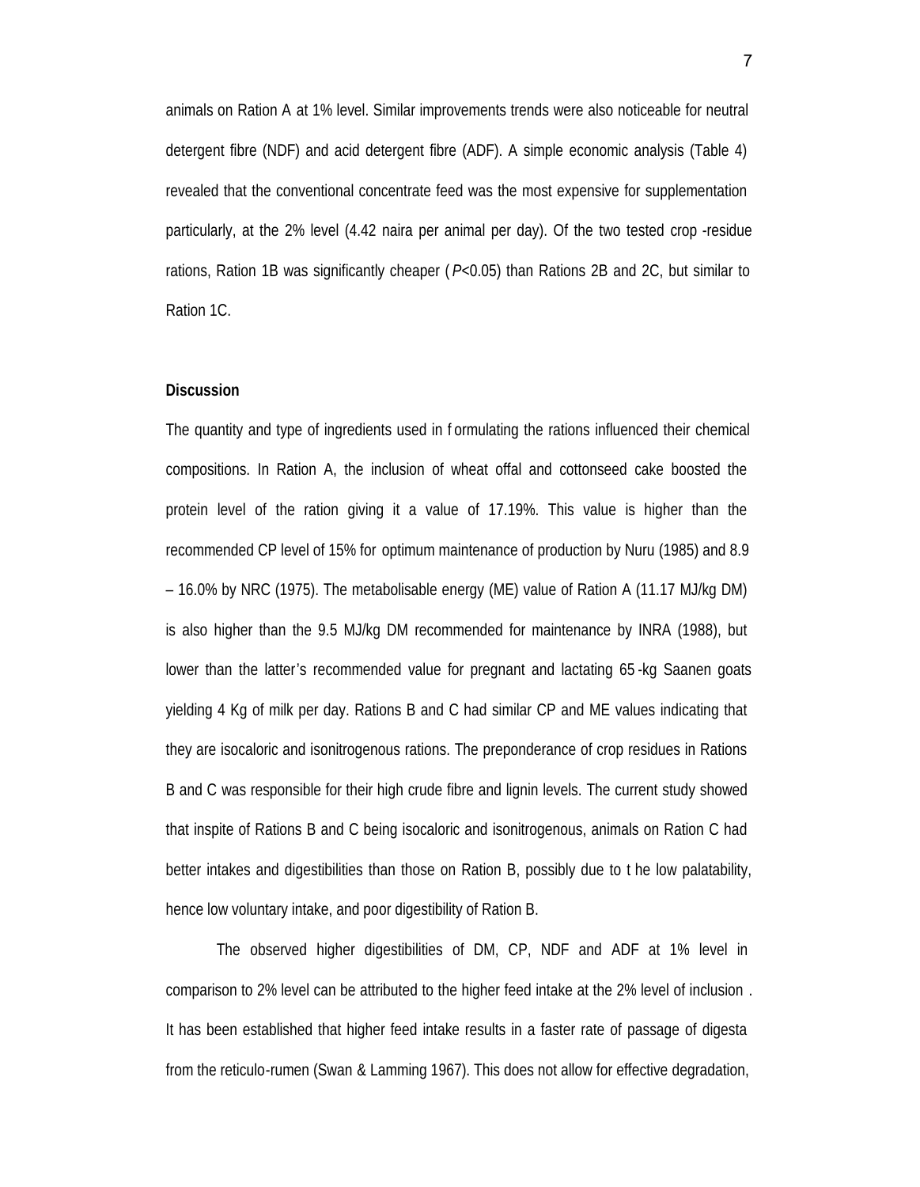animals on Ration A at 1% level. Similar improvements trends were also noticeable for neutral detergent fibre (NDF) and acid detergent fibre (ADF). A simple economic analysis (Table 4) revealed that the conventional concentrate feed was the most expensive for supplementation particularly, at the 2% level (4.42 naira per animal per day). Of the two tested crop -residue rations, Ration 1B was significantly cheaper ($P$<0.05) than Rations 2B and 2C, but similar to Ration 1C.

**Discussion**

The quantity and type of ingredients used in formulating the rations influenced their chemical compositions. In Ration A, the inclusion of wheat offal and cottonseed cake boosted the protein level of the ration giving it a value of 17.19%. This value is higher than the recommended CP level of 15% for optimum maintenance of production by Nuru (1985) and 8.9 – 16.0% by NRC (1975). The metabolisable energy (ME) value of Ration A (11.17 MJ/kg DM) is also higher than the 9.5 MJ/kg DM recommended for maintenance by INRA (1988), but lower than the latter's recommended value for pregnant and lactating 65-kg Saanen goats yielding 4 Kg of milk per day. Rations B and C had similar CP and ME values indicating that they are isocaloric and isonitrogenous rations. The preponderance of crop residues in Rations B and C was responsible for their high crude fibre and lignin levels. The current study showed that inspite of Rations B and C being isocaloric and isonitrogenous, animals on Ration C had better intakes and digestibilities than those on Ration B, possibly due to the low palatability, hence low voluntary intake, and poor digestibility of Ration B.

The observed higher digestibilities of DM, CP, NDF and ADF at 1% level in comparison to 2% level can be attributed to the higher feed intake at the 2% level of inclusion. It has been established that higher feed intake results in a faster rate of passage of digesta from the reticulo-rumen (Swan & Lamming 1967). This does not allow for effective degradation,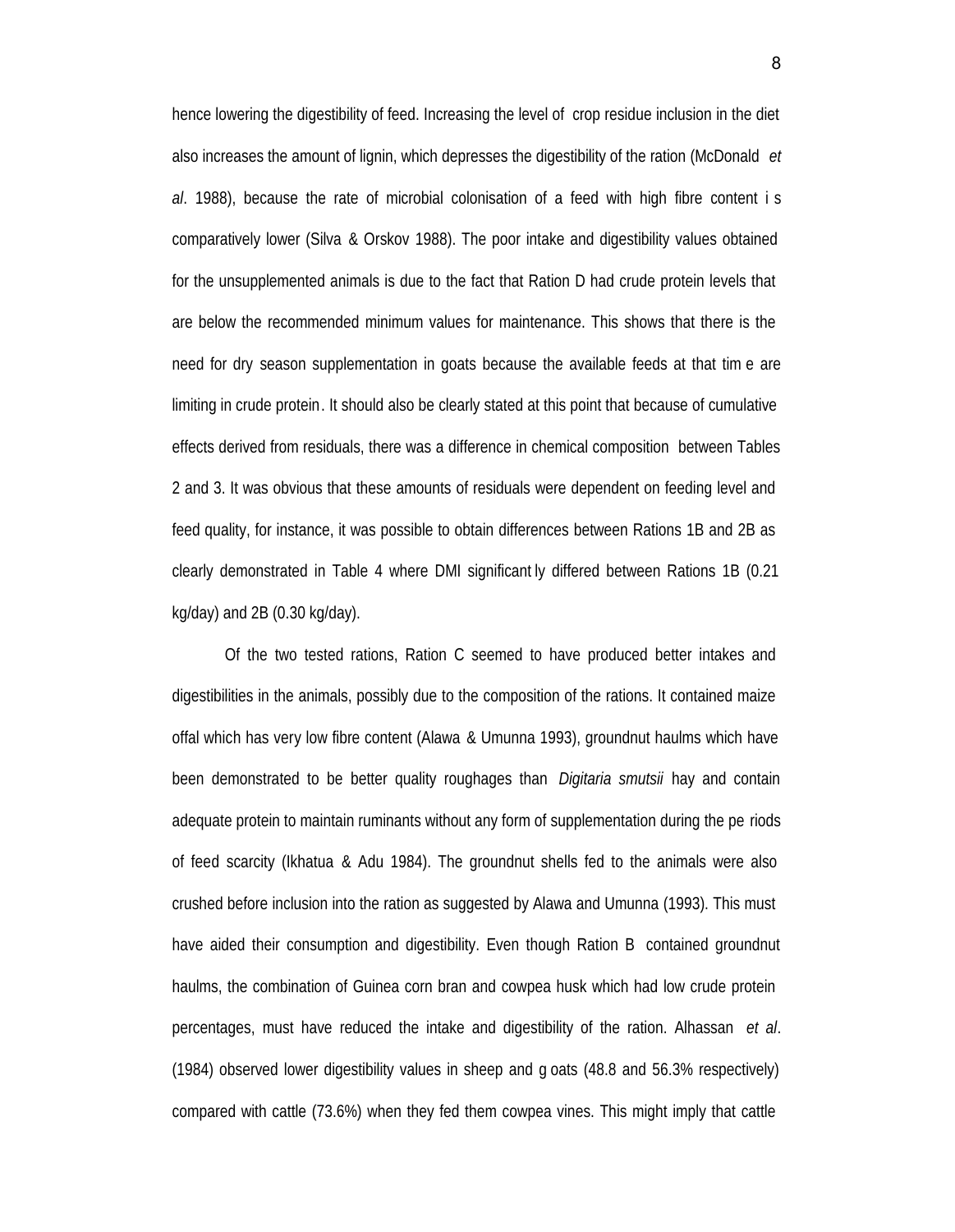hence lowering the digestibility of feed. Increasing the level of crop residue inclusion in the diet also increases the amount of lignin, which depresses the digestibility of the ration (McDonald *et al*. 1988), because the rate of microbial colonisation of a feed with high fibre content is comparatively lower (Silva & Orskov 1988). The poor intake and digestibility values obtained for the unsupplemented animals is due to the fact that Ration D had crude protein levels that are below the recommended minimum values for maintenance. This shows that there is the need for dry season supplementation in goats because the available feeds at that time are limiting in crude protein. It should also be clearly stated at this point that because of cumulative effects derived from residuals, there was a difference in chemical composition between Tables 2 and 3. It was obvious that these amounts of residuals were dependent on feeding level and feed quality, for instance, it was possible to obtain differences between Rations 1B and 2B as clearly demonstrated in Table 4 where DMI significantly differed between Rations 1B (0.21 kg/day) and 2B (0.30 kg/day).

Of the two tested rations, Ration C seemed to have produced better intakes and digestibilities in the animals, possibly due to the composition of the rations. It contained maize offal which has very low fibre content (Alawa & Umunna 1993), groundnut haulms which have been demonstrated to be better quality roughages than *Digitaria smutsii* hay and contain adequate protein to maintain ruminants without any form of supplementation during the periods of feed scarcity (Ikhatua & Adu 1984). The groundnut shells fed to the animals were also crushed before inclusion into the ration as suggested by Alawa and Umunna (1993). This must have aided their consumption and digestibility. Even though Ration B contained groundnut haulms, the combination of Guinea corn bran and cowpea husk which had low crude protein percentages, must have reduced the intake and digestibility of the ration. Alhassan *et al*. (1984) observed lower digestibility values in sheep and goats (48.8 and 56.3% respectively) compared with cattle (73.6%) when they fed them cowpea vines. This might imply that cattle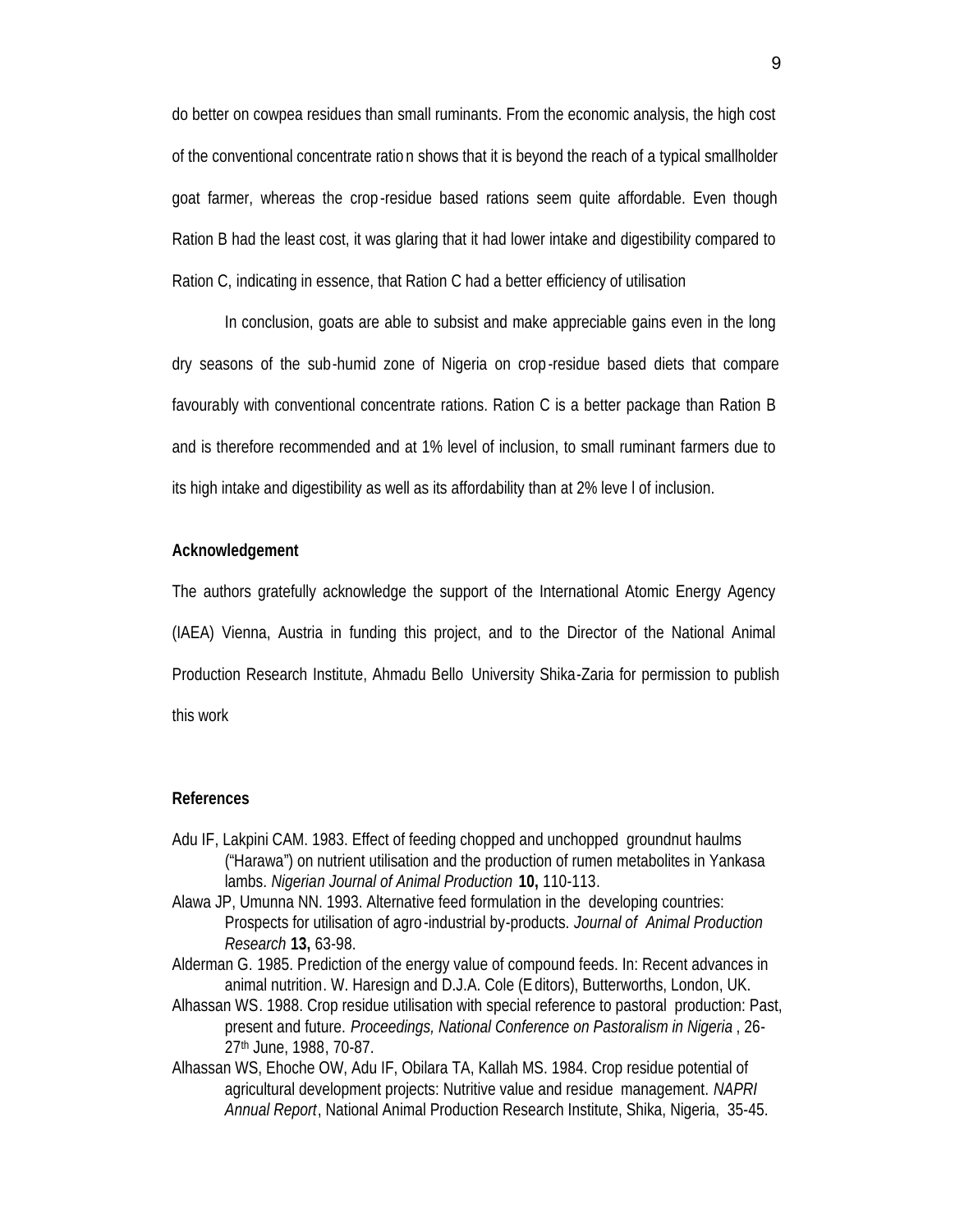do better on cowpea residues than small ruminants. From the economic analysis, the high cost of the conventional concentrate ration shows that it is beyond the reach of a typical smallholder goat farmer, whereas the crop-residue based rations seem quite affordable. Even though Ration B had the least cost, it was glaring that it had lower intake and digestibility compared to Ration C, indicating in essence, that Ration C had a better efficiency of utilisation

In conclusion, goats are able to subsist and make appreciable gains even in the long dry seasons of the sub-humid zone of Nigeria on crop-residue based diets that compare favourably with conventional concentrate rations. Ration C is a better package than Ration B and is therefore recommended and at 1% level of inclusion, to small ruminant farmers due to its high intake and digestibility as well as its affordability than at 2% level of inclusion.

**Acknowledgement**

The authors gratefully acknowledge the support of the International Atomic Energy Agency (IAEA) Vienna, Austria in funding this project, and to the Director of the National Animal Production Research Institute, Ahmadu Bello University Shika-Zaria for permission to publish this work

**References**

Adu IF, Lakpini CAM. 1983. Effect of feeding chopped and unchopped groundnut haulms ("Harawa") on nutrient utilisation and the production of rumen metabolites in Yankasa lambs. *Nigerian Journal of Animal Production* **10,** 110-113.

Alawa JP, Umunna NN. 1993. Alternative feed formulation in the developing countries: Prospects for utilisation of agro-industrial by-products. *Journal of Animal Production Research* **13,** 63-98.

Alderman G. 1985. Prediction of the energy value of compound feeds. In: Recent advances in animal nutrition. W. Haresign and D.J.A. Cole (Editors), Butterworths, London, UK.

Alhassan WS. 1988. Crop residue utilisation with special reference to pastoral production: Past, present and future. *Proceedings, National Conference on Pastoralism in Nigeria*, 26-27th June, 1988, 70-87.

Alhassan WS, Ehoche OW, Adu IF, Obilara TA, Kallah MS. 1984. Crop residue potential of agricultural development projects: Nutritive value and residue management. *NAPRI Annual Report*, National Animal Production Research Institute, Shika, Nigeria, 35-45.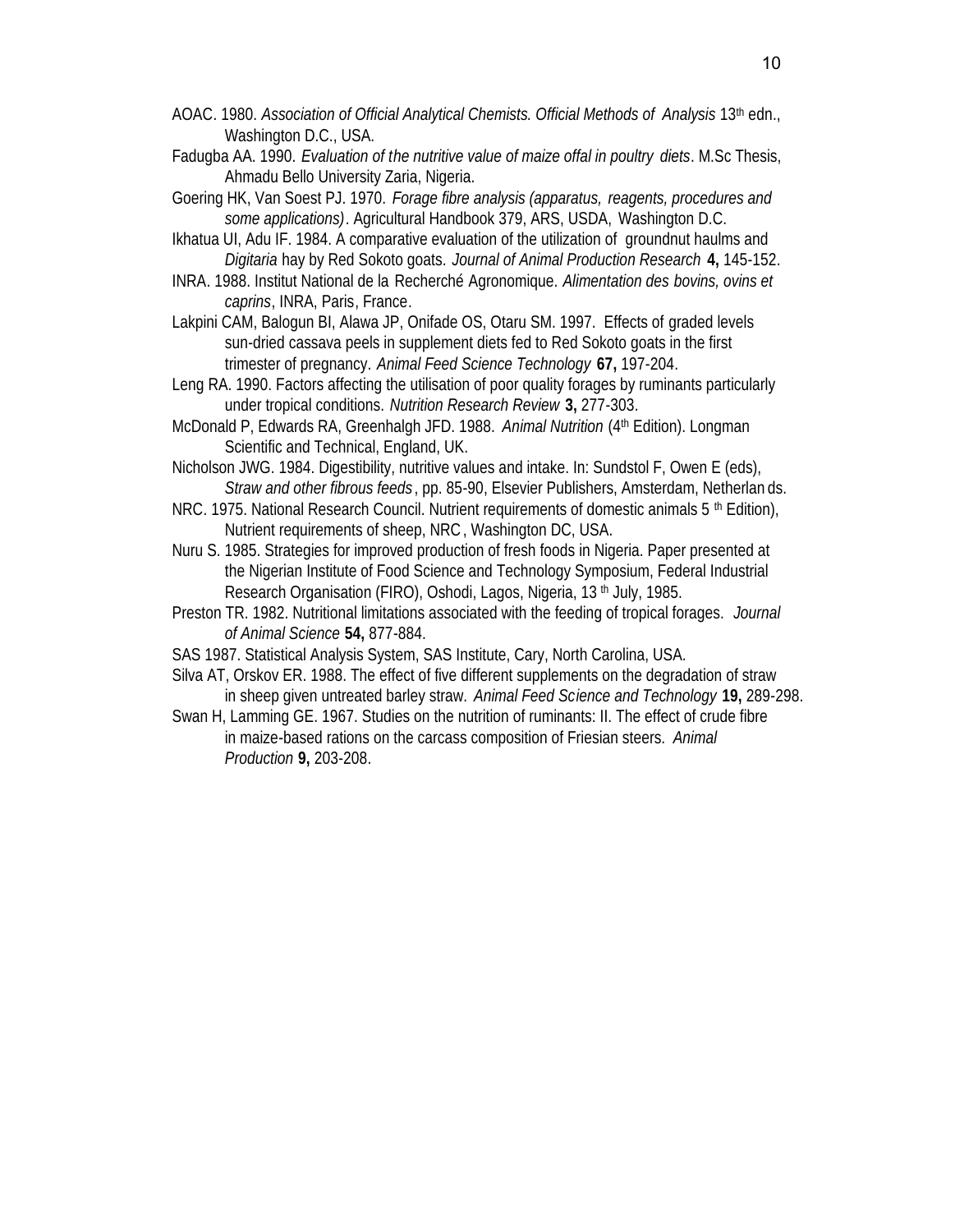AOAC. 1980. *Association of Official Analytical Chemists. Official Methods of Analysis* 13th edn., Washington D.C., USA.

Fadugba AA. 1990. *Evaluation of the nutritive value of maize offal in poultry diets*. M.Sc Thesis, Ahmadu Bello University Zaria, Nigeria.

Goering HK, Van Soest PJ. 1970. *Forage fibre analysis (apparatus, reagents, procedures and some applications)*. Agricultural Handbook 379, ARS, USDA, Washington D.C.

Ikhatua UI, Adu IF. 1984. A comparative evaluation of the utilization of groundnut haulms and *Digitaria* hay by Red Sokoto goats. *Journal of Animal Production Research* **4,** 145-152.

INRA. 1988. Institut National de la Recherché Agronomique. *Alimentation des bovins, ovins et caprins*, INRA, Paris, France.

Lakpini CAM, Balogun BI, Alawa JP, Onifade OS, Otaru SM. 1997. Effects of graded levels sun-dried cassava peels in supplement diets fed to Red Sokoto goats in the first trimester of pregnancy. *Animal Feed Science Technology* **67,** 197-204.

Leng RA. 1990. Factors affecting the utilisation of poor quality forages by ruminants particularly under tropical conditions. *Nutrition Research Review* **3,** 277-303.

McDonald P, Edwards RA, Greenhalgh JFD. 1988. *Animal Nutrition* (4th Edition). Longman Scientific and Technical, England, UK.

Nicholson JWG. 1984. Digestibility, nutritive values and intake. In: Sundstol F, Owen E (eds), *Straw and other fibrous feeds*, pp. 85-90, Elsevier Publishers, Amsterdam, Netherlands.

NRC. 1975. National Research Council. Nutrient requirements of domestic animals 5 th Edition), Nutrient requirements of sheep, NRC, Washington DC, USA.

Nuru S. 1985. Strategies for improved production of fresh foods in Nigeria. Paper presented at the Nigerian Institute of Food Science and Technology Symposium, Federal Industrial Research Organisation (FIRO), Oshodi, Lagos, Nigeria, 13 th July, 1985.

Preston TR. 1982. Nutritional limitations associated with the feeding of tropical forages. *Journal of Animal Science* **54,** 877-884.

SAS 1987. Statistical Analysis System, SAS Institute, Cary, North Carolina, USA.

Silva AT, Orskov ER. 1988. The effect of five different supplements on the degradation of straw in sheep given untreated barley straw. *Animal Feed Science and Technology* **19,** 289-298.

Swan H, Lamming GE. 1967. Studies on the nutrition of ruminants: II. The effect of crude fibre in maize-based rations on the carcass composition of Friesian steers. *Animal Production* **9,** 203-208.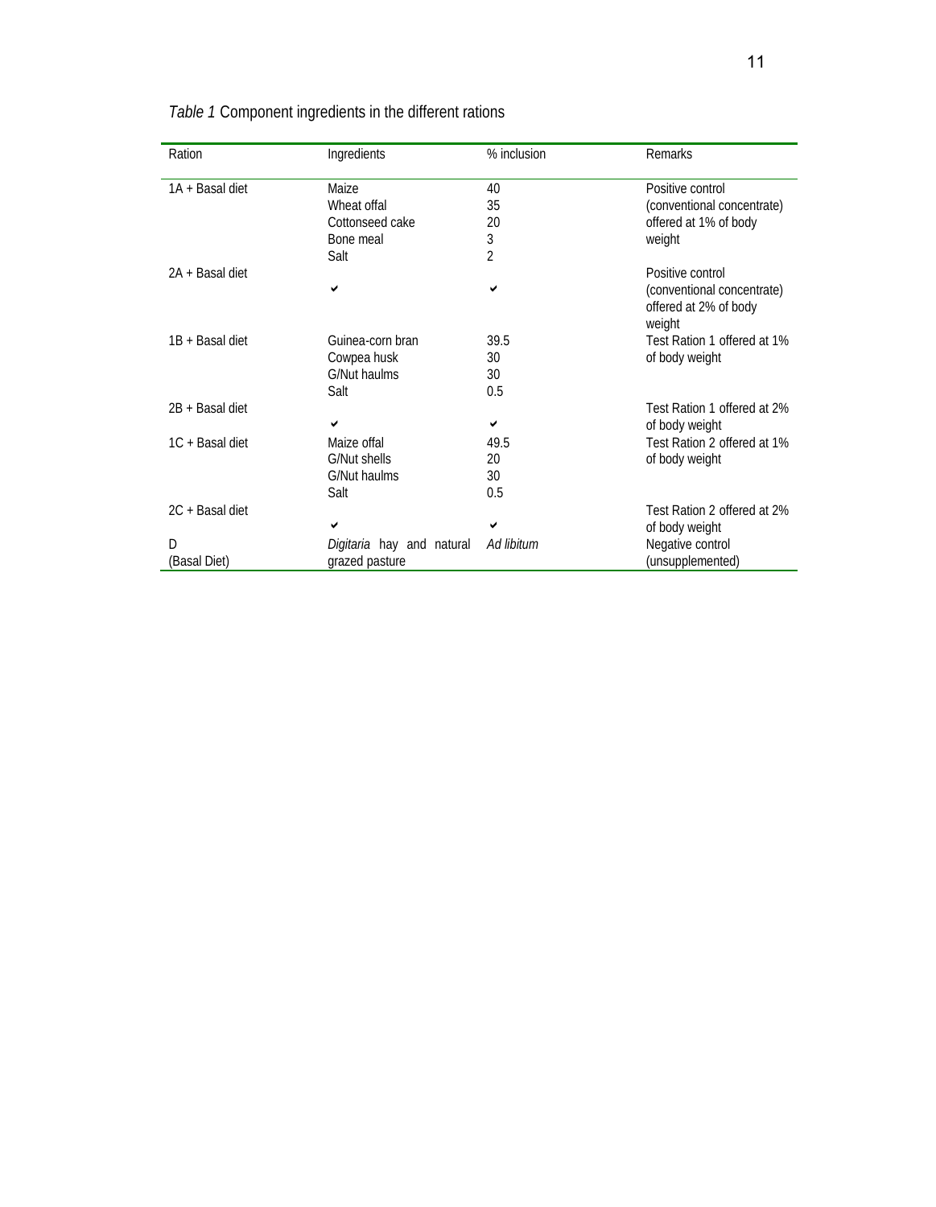*Table 1* Component ingredients in the different rations

| Ration | Ingredients | % inclusion | Remarks |
|---|---|---|---|
| 1A + Basal diet | Maize<br>Wheat offal<br>Cottonseed cake<br>Bone meal<br>Salt | 40<br>35<br>20<br>3<br>2 | Positive control (conventional concentrate) offered at 1% of body weight |
| 2A + Basal diet | ✔ | ✔ | Positive control (conventional concentrate) offered at 2% of body weight |
| 1B + Basal diet | Guinea-corn bran<br>Cowpea husk<br>G/Nut haulms<br>Salt | 39.5<br>30<br>30<br>0.5 | Test Ration 1 offered at 1% of body weight |
| 2B + Basal diet | ✔ | ✔ | Test Ration 1 offered at 2% of body weight |
| 1C + Basal diet | Maize offal<br>G/Nut shells<br>G/Nut haulms<br>Salt | 49.5<br>20<br>30<br>0.5 | Test Ration 2 offered at 1% of body weight |
| 2C + Basal diet | ✔ | ✔ | Test Ration 2 offered at 2% of body weight |
| D (Basal Diet) | *Digitaria* hay and natural grazed pasture | *Ad libitum* | Negative control (unsupplemented) |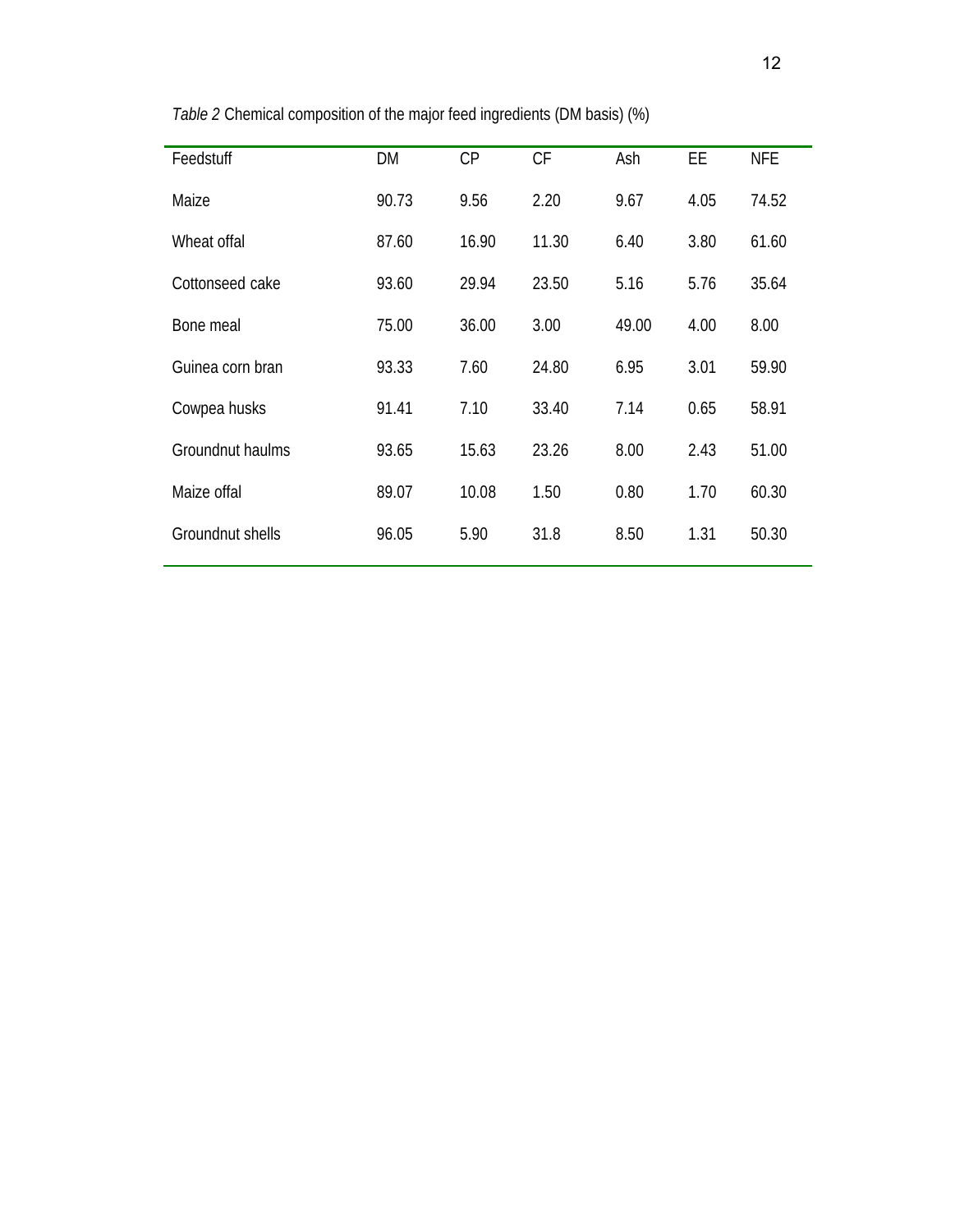*Table 2* Chemical composition of the major feed ingredients (DM basis) (%)

| Feedstuff | DM | CP | CF | Ash | EE | NFE |
|---|---|---|---|---|---|---|
| Maize | 90.73 | 9.56 | 2.20 | 9.67 | 4.05 | 74.52 |
| Wheat offal | 87.60 | 16.90 | 11.30 | 6.40 | 3.80 | 61.60 |
| Cottonseed cake | 93.60 | 29.94 | 23.50 | 5.16 | 5.76 | 35.64 |
| Bone meal | 75.00 | 36.00 | 3.00 | 49.00 | 4.00 | 8.00 |
| Guinea corn bran | 93.33 | 7.60 | 24.80 | 6.95 | 3.01 | 59.90 |
| Cowpea husks | 91.41 | 7.10 | 33.40 | 7.14 | 0.65 | 58.91 |
| Groundnut haulms | 93.65 | 15.63 | 23.26 | 8.00 | 2.43 | 51.00 |
| Maize offal | 89.07 | 10.08 | 1.50 | 0.80 | 1.70 | 60.30 |
| Groundnut shells | 96.05 | 5.90 | 31.8 | 8.50 | 1.31 | 50.30 |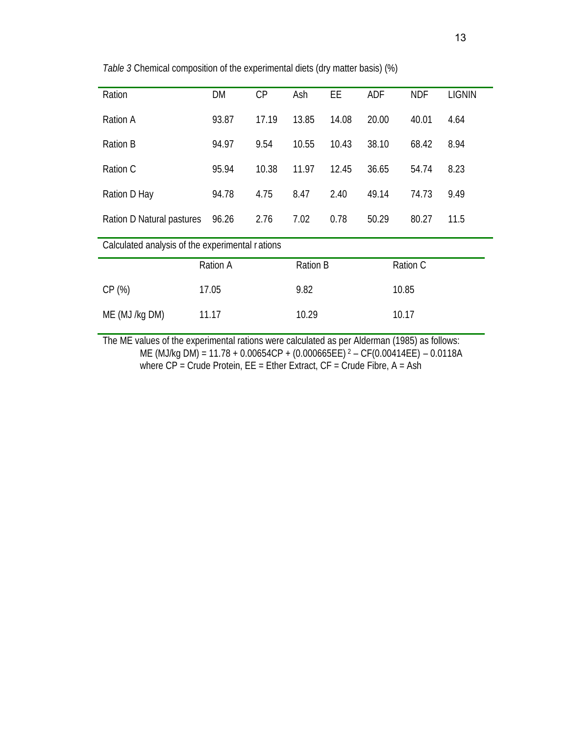*Table 3* Chemical composition of the experimental diets (dry matter basis) (%)

| Ration | DM | CP | Ash | EE | ADF | NDF | LIGNIN |
|---|---|---|---|---|---|---|---|
| Ration A | 93.87 | 17.19 | 13.85 | 14.08 | 20.00 | 40.01 | 4.64 |
| Ration B | 94.97 | 9.54 | 10.55 | 10.43 | 38.10 | 68.42 | 8.94 |
| Ration C | 95.94 | 10.38 | 11.97 | 12.45 | 36.65 | 54.74 | 8.23 |
| Ration D Hay | 94.78 | 4.75 | 8.47 | 2.40 | 49.14 | 74.73 | 9.49 |
| Ration D Natural pastures | 96.26 | 2.76 | 7.02 | 0.78 | 50.29 | 80.27 | 11.5 |

Calculated analysis of the experimental rations

| | Ration A | Ration B | Ration C |
|---|---|---|---|
| CP (%) | 17.05 | 9.82 | 10.85 |
| ME (MJ /kg DM) | 11.17 | 10.29 | 10.17 |

The ME values of the experimental rations were calculated as per Alderman (1985) as follows:

$$ME\ (MJ/kg\ DM) = 11.78 + 0.00654CP + (0.000665EE)^2 - CF(0.00414EE) - 0.0118A$$

where CP = Crude Protein, EE = Ether Extract, CF = Crude Fibre, A = Ash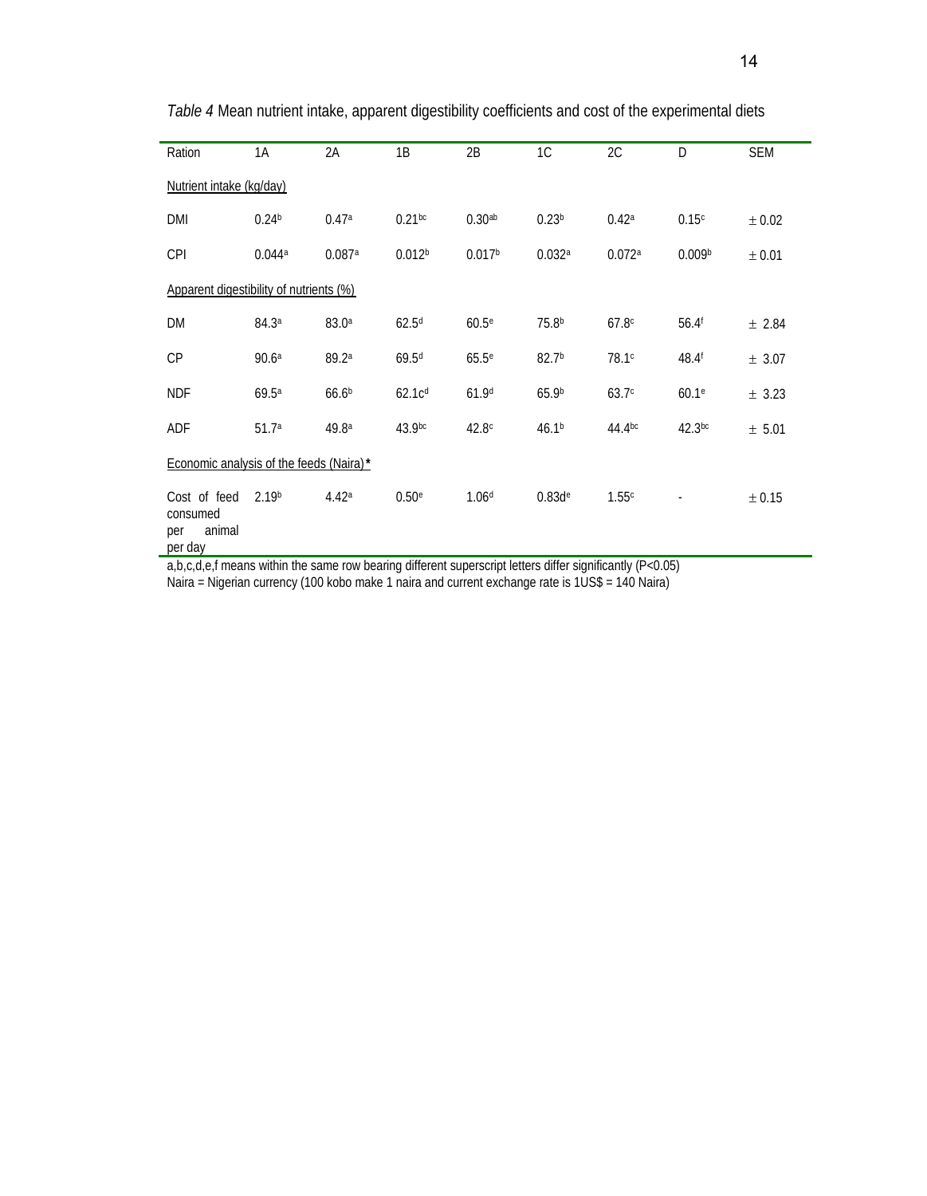*Table 4* Mean nutrient intake, apparent digestibility coefficients and cost of the experimental diets

| Ration | 1A | 2A | 1B | 2B | 1C | 2C | D | SEM |
|---|---|---|---|---|---|---|---|---|
| Nutrient intake (kg/day) | | | | | | | | |
| DMI | $0.24^{b}$ | $0.47^{a}$ | $0.21^{bc}$ | $0.30^{ab}$ | $0.23^{b}$ | $0.42^{a}$ | $0.15^{c}$ | ± 0.02 |
| CPI | $0.044^{a}$ | $0.087^{a}$ | $0.012^{b}$ | $0.017^{b}$ | $0.032^{a}$ | $0.072^{a}$ | $0.009^{b}$ | ± 0.01 |
| Apparent digestibility of nutrients (%) | | | | | | | | |
| DM | $84.3^{a}$ | $83.0^{a}$ | $62.5^{d}$ | $60.5^{e}$ | $75.8^{b}$ | $67.8^{c}$ | $56.4^{f}$ | ± 2.84 |
| CP | $90.6^{a}$ | $89.2^{a}$ | $69.5^{d}$ | $65.5^{e}$ | $82.7^{b}$ | $78.1^{c}$ | $48.4^{f}$ | ± 3.07 |
| NDF | $69.5^{a}$ | $66.6^{b}$ | $62.1c^{d}$ | $61.9^{d}$ | $65.9^{b}$ | $63.7^{c}$ | $60.1^{e}$ | ± 3.23 |
| ADF | $51.7^{a}$ | $49.8^{a}$ | $43.9^{bc}$ | $42.8^{c}$ | $46.1^{b}$ | $44.4^{bc}$ | $42.3^{bc}$ | ± 5.01 |
| Economic analysis of the feeds (Naira)* | | | | | | | | |
| Cost of feed consumed per animal per day | $2.19^{b}$ | $4.42^{a}$ | $0.50^{e}$ | $1.06^{d}$ | $0.83d^{e}$ | $1.55^{c}$ | - | ± 0.15 |

a,b,c,d,e,f means within the same row bearing different superscript letters differ significantly (P<0.05)

Naira = Nigerian currency (100 kobo make 1 naira and current exchange rate is 1US$ = 140 Naira)